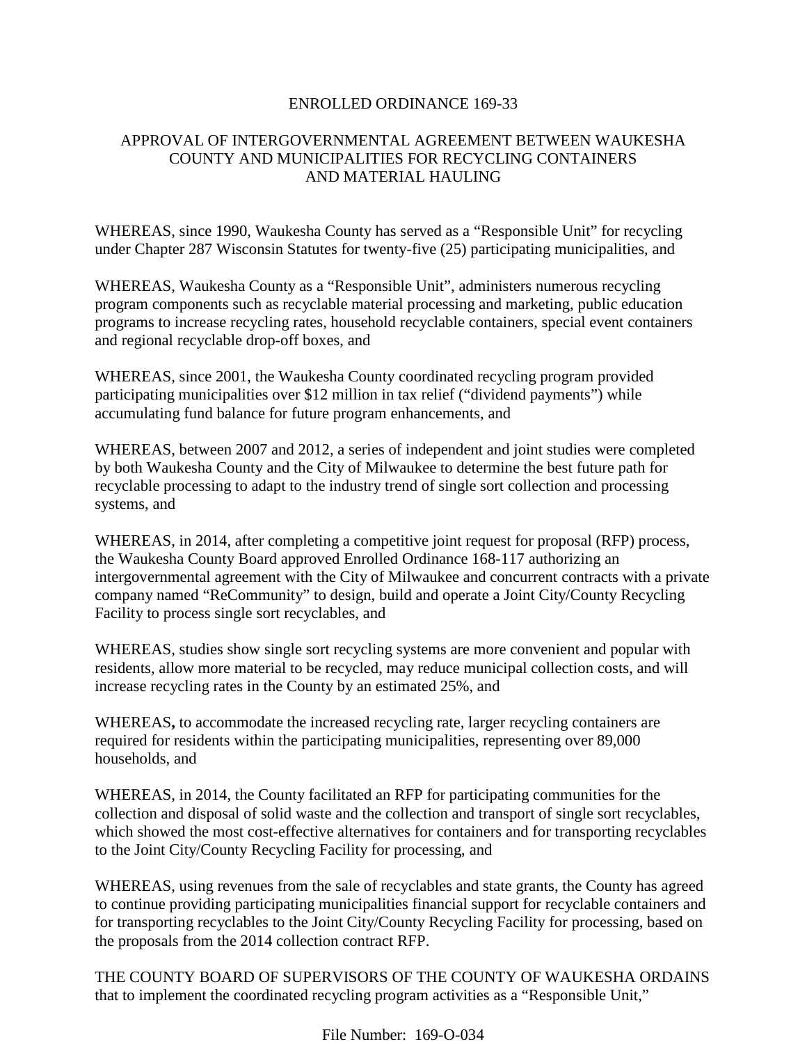# ENROLLED ORDINANCE 169-33

## APPROVAL OF INTERGOVERNMENTAL AGREEMENT BETWEEN WAUKESHA COUNTY AND MUNICIPALITIES FOR RECYCLING CONTAINERS AND MATERIAL HAULING

WHEREAS, since 1990, Waukesha County has served as a "Responsible Unit" for recycling under Chapter 287 Wisconsin Statutes for twenty-five (25) participating municipalities, and

WHEREAS, Waukesha County as a "Responsible Unit", administers numerous recycling program components such as recyclable material processing and marketing, public education programs to increase recycling rates, household recyclable containers, special event containers and regional recyclable drop-off boxes, and

WHEREAS, since 2001, the Waukesha County coordinated recycling program provided participating municipalities over $12 million in tax relief ("dividend payments") while accumulating fund balance for future program enhancements, and

WHEREAS, between 2007 and 2012, a series of independent and joint studies were completed by both Waukesha County and the City of Milwaukee to determine the best future path for recyclable processing to adapt to the industry trend of single sort collection and processing systems, and

WHEREAS, in 2014, after completing a competitive joint request for proposal (RFP) process, the Waukesha County Board approved Enrolled Ordinance 168-117 authorizing an intergovernmental agreement with the City of Milwaukee and concurrent contracts with a private company named "ReCommunity" to design, build and operate a Joint City/County Recycling Facility to process single sort recyclables, and

WHEREAS, studies show single sort recycling systems are more convenient and popular with residents, allow more material to be recycled, may reduce municipal collection costs, and will increase recycling rates in the County by an estimated 25%, and

WHEREAS**,** to accommodate the increased recycling rate, larger recycling containers are required for residents within the participating municipalities, representing over 89,000 households, and

WHEREAS, in 2014, the County facilitated an RFP for participating communities for the collection and disposal of solid waste and the collection and transport of single sort recyclables, which showed the most cost-effective alternatives for containers and for transporting recyclables to the Joint City/County Recycling Facility for processing, and

WHEREAS, using revenues from the sale of recyclables and state grants, the County has agreed to continue providing participating municipalities financial support for recyclable containers and for transporting recyclables to the Joint City/County Recycling Facility for processing, based on the proposals from the 2014 collection contract RFP.

THE COUNTY BOARD OF SUPERVISORS OF THE COUNTY OF WAUKESHA ORDAINS that to implement the coordinated recycling program activities as a "Responsible Unit,"

File Number: 169-O-034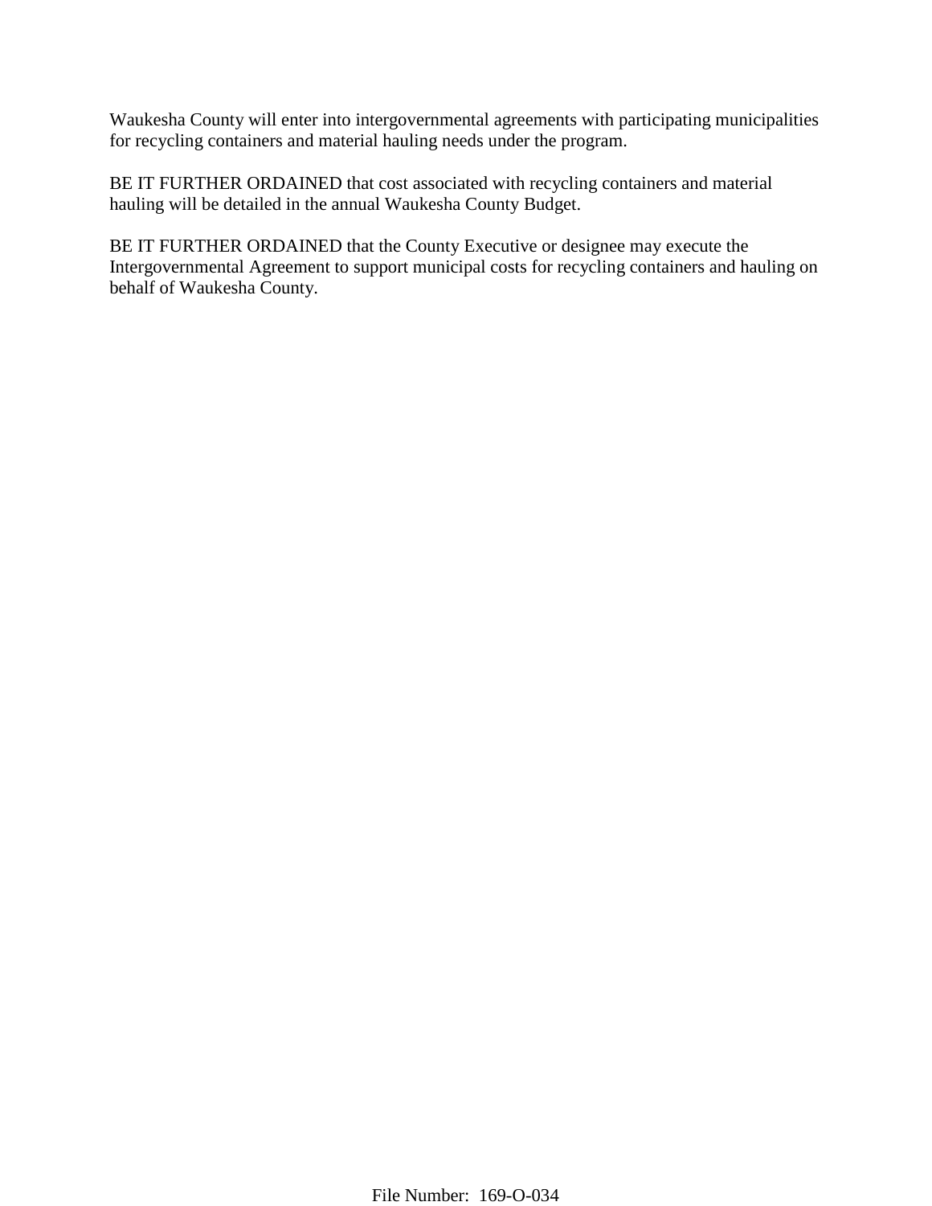Waukesha County will enter into intergovernmental agreements with participating municipalities for recycling containers and material hauling needs under the program.

BE IT FURTHER ORDAINED that cost associated with recycling containers and material hauling will be detailed in the annual Waukesha County Budget.

BE IT FURTHER ORDAINED that the County Executive or designee may execute the Intergovernmental Agreement to support municipal costs for recycling containers and hauling on behalf of Waukesha County.

File Number: 169-O-034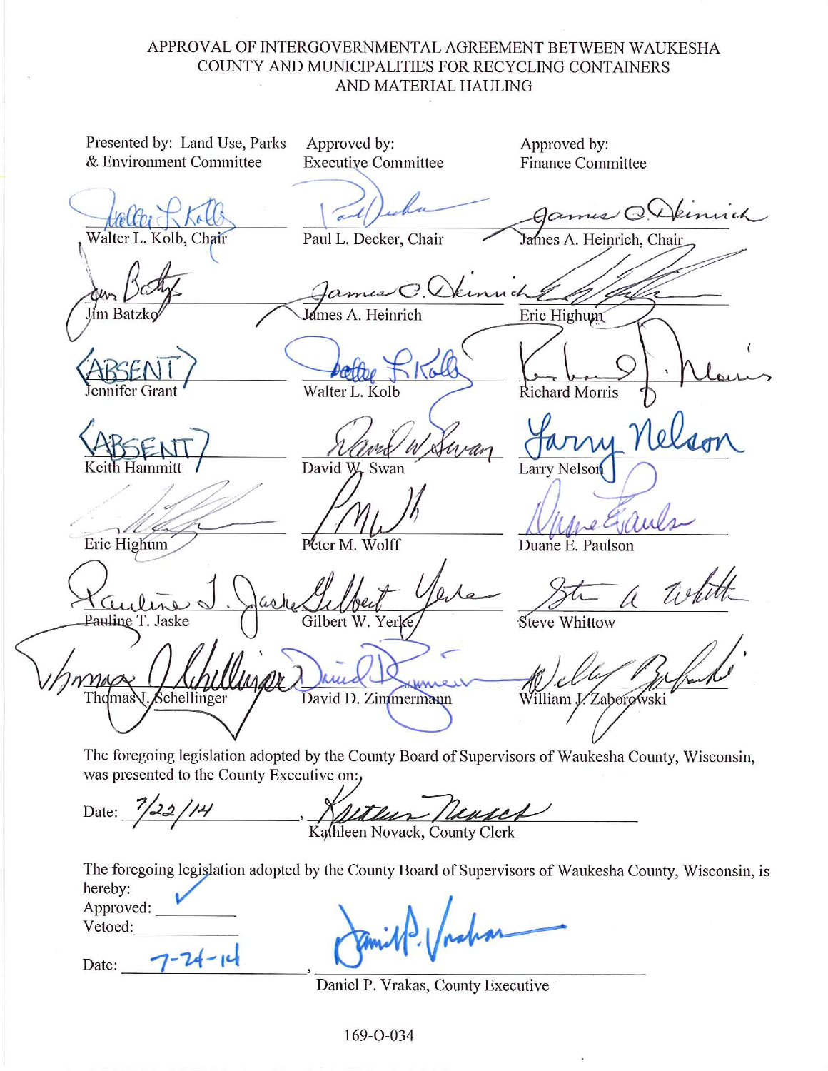# APPROVAL OF INTERGOVERNMENTAL AGREEMENT BETWEEN WAUKESHA COUNTY AND MUNICIPALITIES FOR RECYCLING CONTAINERS AND MATERIAL HAULING

| Presented by: Land Use, Parks & Environment Committee | Approved by: Executive Committee | Approved by: Finance Committee |
|---|---|---|
| Walter L. Kolb, Chair | Paul L. Decker, Chair | James A. Heinrich, Chair |
| Jim Batzko | James A. Heinrich | Eric Highum |
| (ABSENT) Jennifer Grant | Walter L. Kolb | Richard Morris |
| (ABSENT) Keith Hammitt | David W. Swan | Larry Nelson |
| Eric Highum | Peter M. Wolff | Duane E. Paulson |
| Pauline T. Jaske | Gilbert W. Yerke | Steve Whittow |
| Thomas J. Schellinger | David D. Zimmermann | William J. Zaborowski |

The foregoing legislation adopted by the County Board of Supervisors of Waukesha County, Wisconsin, was presented to the County Executive on:

Date: 7/22/14, Kathleen Novack, County Clerk

The foregoing legislation adopted by the County Board of Supervisors of Waukesha County, Wisconsin, is hereby:

Approved: ✓

Vetoed: \_\_\_\_\_\_\_\_

Date: 7-24-14, Daniel P. Vrakas, County Executive

169-O-034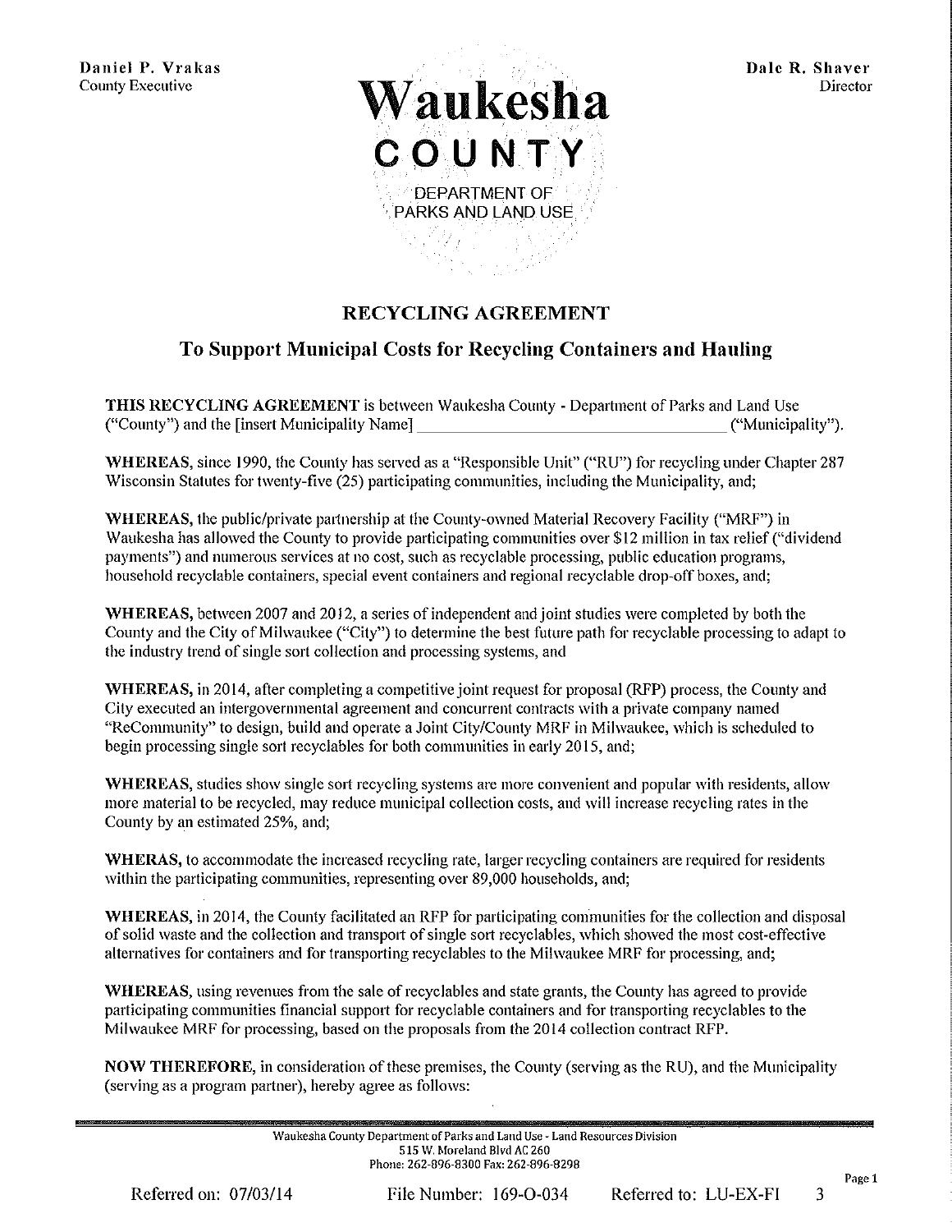Daniel P. Vrakas
County Executive

Dale R. Shaver
Director

# Waukesha COUNTY

DEPARTMENT OF PARKS AND LAND USE

## RECYCLING AGREEMENT

## To Support Municipal Costs for Recycling Containers and Hauling

**THIS RECYCLING AGREEMENT** is between Waukesha County - Department of Parks and Land Use ("County") and the [insert Municipality Name] ____________________________________ ("Municipality").

**WHEREAS,** since 1990, the County has served as a "Responsible Unit" ("RU") for recycling under Chapter 287 Wisconsin Statutes for twenty-five (25) participating communities, including the Municipality, and;

**WHEREAS,** the public/private partnership at the County-owned Material Recovery Facility ("MRF") in Waukesha has allowed the County to provide participating communities over $12 million in tax relief ("dividend payments") and numerous services at no cost, such as recyclable processing, public education programs, household recyclable containers, special event containers and regional recyclable drop-off boxes, and;

**WHEREAS,** between 2007 and 2012, a series of independent and joint studies were completed by both the County and the City of Milwaukee ("City") to determine the best future path for recyclable processing to adapt to the industry trend of single sort collection and processing systems, and

**WHEREAS,** in 2014, after completing a competitive joint request for proposal (RFP) process, the County and City executed an intergovernmental agreement and concurrent contracts with a private company named "ReCommunity" to design, build and operate a Joint City/County MRF in Milwaukee, which is scheduled to begin processing single sort recyclables for both communities in early 2015, and;

**WHEREAS,** studies show single sort recycling systems are more convenient and popular with residents, allow more material to be recycled, may reduce municipal collection costs, and will increase recycling rates in the County by an estimated 25%, and;

**WHERAS,** to accommodate the increased recycling rate, larger recycling containers are required for residents within the participating communities, representing over 89,000 households, and;

**WHEREAS,** in 2014, the County facilitated an RFP for participating communities for the collection and disposal of solid waste and the collection and transport of single sort recyclables, which showed the most cost-effective alternatives for containers and for transporting recyclables to the Milwaukee MRF for processing, and;

**WHEREAS,** using revenues from the sale of recyclables and state grants, the County has agreed to provide participating communities financial support for recyclable containers and for transporting recyclables to the Milwaukee MRF for processing, based on the proposals from the 2014 collection contract RFP.

**NOW THEREFORE,** in consideration of these premises, the County (serving as the RU), and the Municipality (serving as a program partner), hereby agree as follows:

Waukesha County Department of Parks and Land Use - Land Resources Division
515 W. Moreland Blvd AC 260
Phone: 262-896-8300 Fax: 262-896-8298

Referred on: 07/03/14 File Number: 169-O-034 Referred to: LU-EX-FI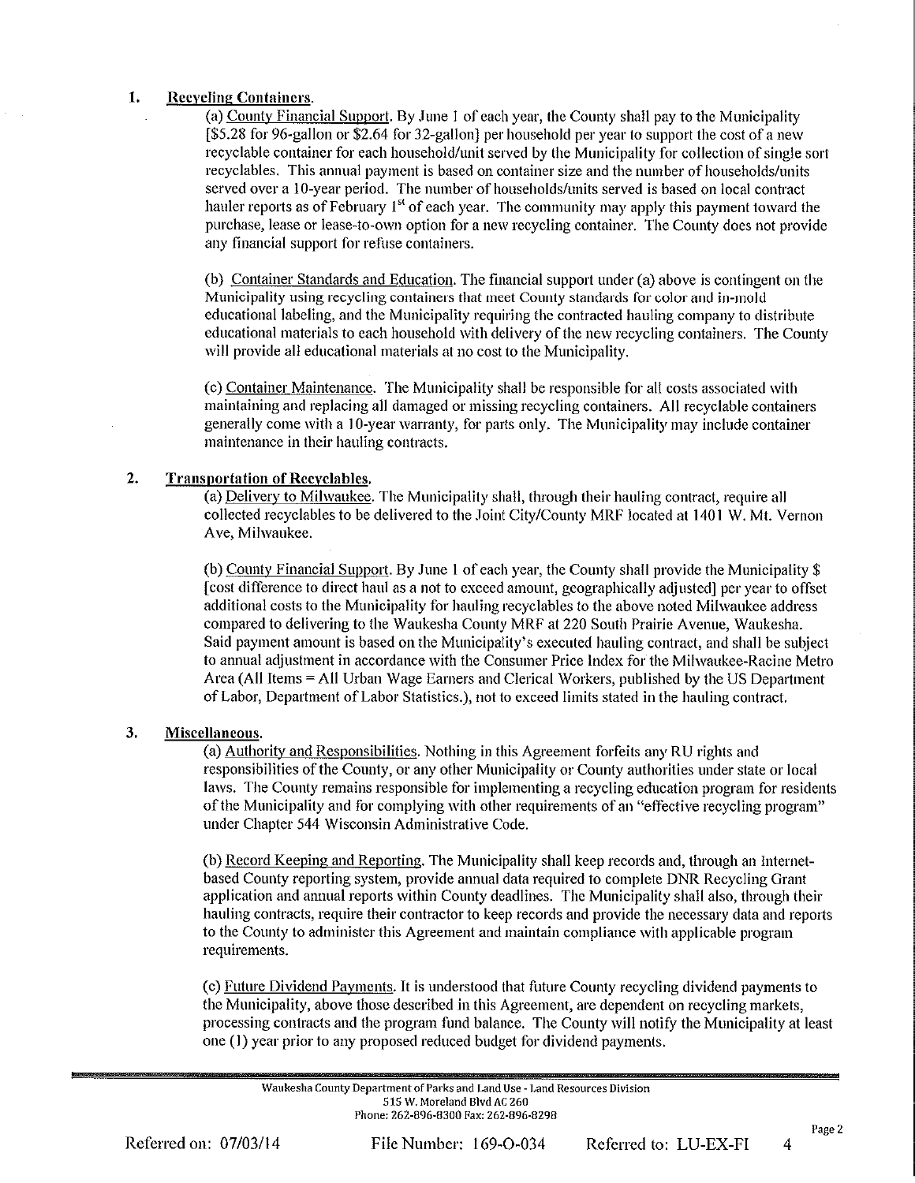1. **Recycling Containers.**

   (a) Country Financial Support. By June 1 of each year, the County shall pay to the Municipality [$5.28 for 96-gallon or $2.64 for 32-gallon] per household per year to support the cost of a new recyclable container for each household/unit served by the Municipality for collection of single sort recyclables. This annual payment is based on container size and the number of households/units served over a 10-year period. The number of households/units served is based on local contract hauler reports as of February 1st of each year. The community may apply this payment toward the purchase, lease or lease-to-own option for a new recycling container. The County does not provide any financial support for refuse containers.

   (b) Container Standards and Education. The financial support under (a) above is contingent on the Municipality using recycling containers that meet County standards for color and in-mold educational labeling, and the Municipality requiring the contracted hauling company to distribute educational materials to each household with delivery of the new recycling containers. The County will provide all educational materials at no cost to the Municipality.

   (c) Container Maintenance. The Municipality shall be responsible for all costs associated with maintaining and replacing all damaged or missing recycling containers. All recyclable containers generally come with a 10-year warranty, for parts only. The Municipality may include container maintenance in their hauling contracts.

2. **Transportation of Recyclables.**

   (a) Delivery to Milwaukee. The Municipality shall, through their hauling contract, require all collected recyclables to be delivered to the Joint City/County MRF located at 1401 W. Mt. Vernon Ave, Milwaukee.

   (b) County Financial Support. By June 1 of each year, the County shall provide the Municipality $ [cost difference to direct haul as a not to exceed amount, geographically adjusted] per year to offset additional costs to the Municipality for hauling recyclables to the above noted Milwaukee address compared to delivering to the Waukesha County MRF at 220 South Prairie Avenue, Waukesha. Said payment amount is based on the Municipality's executed hauling contract, and shall be subject to annual adjustment in accordance with the Consumer Price Index for the Milwaukee-Racine Metro Area (All Items = All Urban Wage Earners and Clerical Workers, published by the US Department of Labor, Department of Labor Statistics.), not to exceed limits stated in the hauling contract.

3. **Miscellaneous.**

   (a) Authority and Responsibilities. Nothing in this Agreement forfeits any RU rights and responsibilities of the County, or any other Municipality or County authorities under state or local laws. The County remains responsible for implementing a recycling education program for residents of the Municipality and for complying with other requirements of an "effective recycling program" under Chapter 544 Wisconsin Administrative Code.

   (b) Record Keeping and Reporting. The Municipality shall keep records and, through an Internet-based County reporting system, provide annual data required to complete DNR Recycling Grant application and annual reports within County deadlines. The Municipality shall also, through their hauling contracts, require their contractor to keep records and provide the necessary data and reports to the County to administer this Agreement and maintain compliance with applicable program requirements.

   (c) Future Dividend Payments. It is understood that future County recycling dividend payments to the Municipality, above those described in this Agreement, are dependent on recycling markets, processing contracts and the program fund balance. The County will notify the Municipality at least one (1) year prior to any proposed reduced budget for dividend payments.

Waukesha County Department of Parks and Land Use - Land Resources Division
515 W. Moreland Blvd AC 260
Phone: 262-896-8300 Fax: 262-896-8298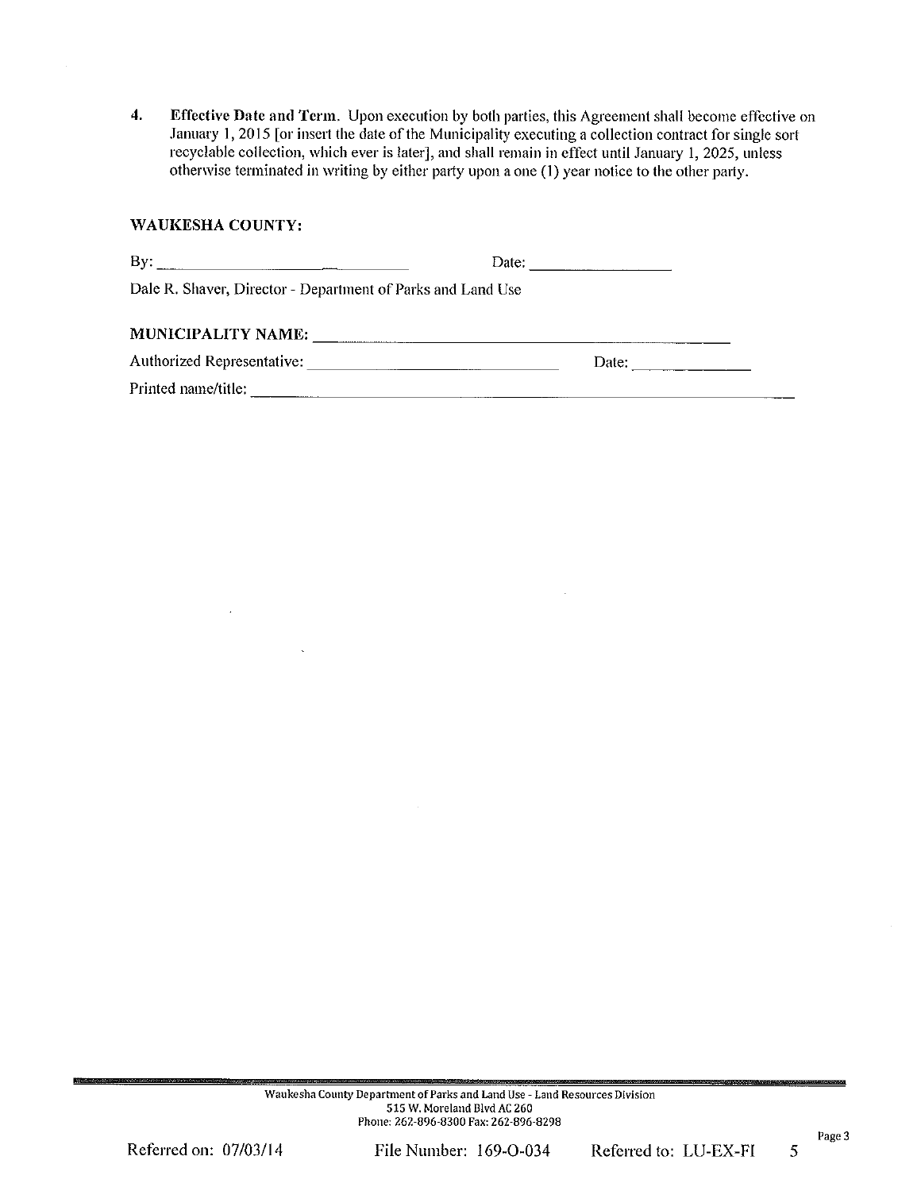4. **Effective Date and Term.** Upon execution by both parties, this Agreement shall become effective on January 1, 2015 [or insert the date of the Municipality executing a collection contract for single sort recyclable collection, which ever is later], and shall remain in effect until January 1, 2025, unless otherwise terminated in writing by either party upon a one (1) year notice to the other party.

**WAUKESHA COUNTY:**

By: ______________________________ Date: ____________________

Dale R. Shaver, Director - Department of Parks and Land Use

**MUNICIPALITY NAME:** ____________________________________________

Authorized Representative: ______________________________ Date: ______________

Printed name/title: ____________________________________________________________

Waukesha County Department of Parks and Land Use - Land Resources Division
515 W. Moreland Blvd AC 260
Phone: 262-896-8300 Fax: 262-896-8298

Referred on: 07/03/14 File Number: 169-O-034 Referred to: LU-EX-FI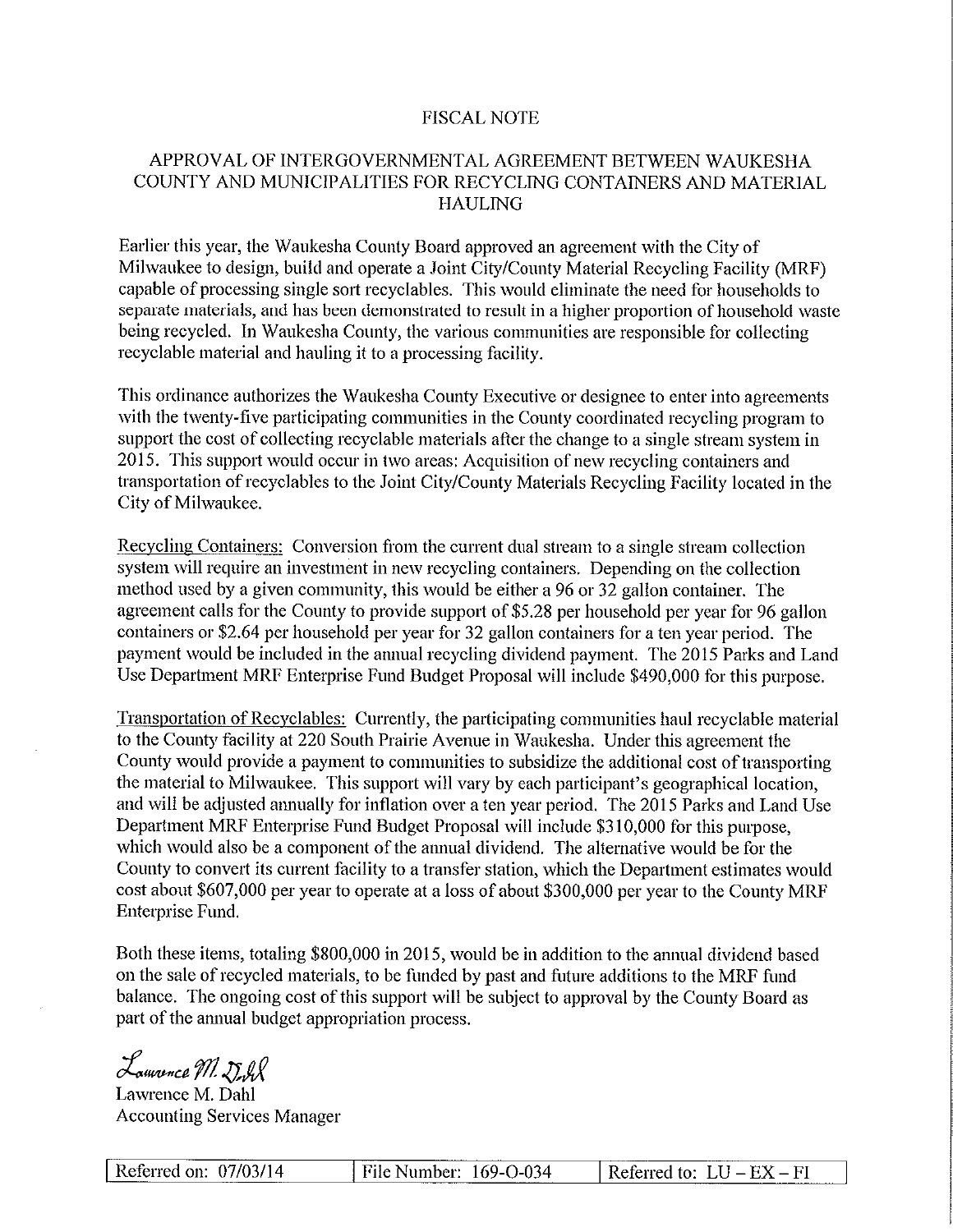# FISCAL NOTE

## APPROVAL OF INTERGOVERNMENTAL AGREEMENT BETWEEN WAUKESHA COUNTY AND MUNICIPALITIES FOR RECYCLING CONTAINERS AND MATERIAL HAULING

Earlier this year, the Waukesha County Board approved an agreement with the City of Milwaukee to design, build and operate a Joint City/County Material Recycling Facility (MRF) capable of processing single sort recyclables. This would eliminate the need for households to separate materials, and has been demonstrated to result in a higher proportion of household waste being recycled. In Waukesha County, the various communities are responsible for collecting recyclable material and hauling it to a processing facility.

This ordinance authorizes the Waukesha County Executive or designee to enter into agreements with the twenty-five participating communities in the County coordinated recycling program to support the cost of collecting recyclable materials after the change to a single stream system in 2015. This support would occur in two areas: Acquisition of new recycling containers and transportation of recyclables to the Joint City/County Materials Recycling Facility located in the City of Milwaukee.

Recycling Containers: Conversion from the current dual stream to a single stream collection system will require an investment in new recycling containers. Depending on the collection method used by a given community, this would be either a 96 or 32 gallon container. The agreement calls for the County to provide support of $5.28 per household per year for 96 gallon containers or $2.64 per household per year for 32 gallon containers for a ten year period. The payment would be included in the annual recycling dividend payment. The 2015 Parks and Land Use Department MRF Enterprise Fund Budget Proposal will include $490,000 for this purpose.

Transportation of Recyclables: Currently, the participating communities haul recyclable material to the County facility at 220 South Prairie Avenue in Waukesha. Under this agreement the County would provide a payment to communities to subsidize the additional cost of transporting the material to Milwaukee. This support will vary by each participant's geographical location, and will be adjusted annually for inflation over a ten year period. The 2015 Parks and Land Use Department MRF Enterprise Fund Budget Proposal will include $310,000 for this purpose, which would also be a component of the annual dividend. The alternative would be for the County to convert its current facility to a transfer station, which the Department estimates would cost about $607,000 per year to operate at a loss of about $300,000 per year to the County MRF Enterprise Fund.

Both these items, totaling $800,000 in 2015, would be in addition to the annual dividend based on the sale of recycled materials, to be funded by past and future additions to the MRF fund balance. The ongoing cost of this support will be subject to approval by the County Board as part of the annual budget appropriation process.

*Lawrence M. Dahl*

Lawrence M. Dahl
Accounting Services Manager

| Referred on: 07/03/14 | File Number: 169-O-034 | Referred to: LU – EX – FI |
|---|---|---|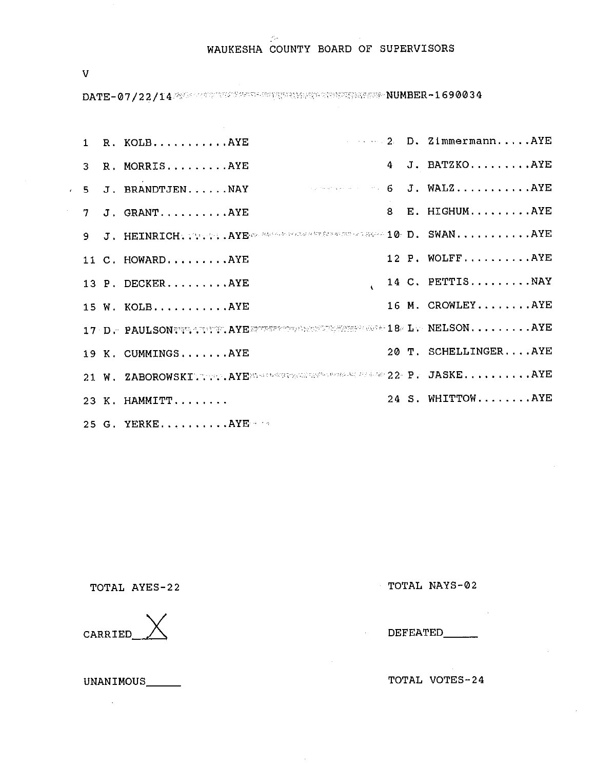# WAUKESHA COUNTY BOARD OF SUPERVISORS

V

DATE-07/22/14 NUMBER-1690034

| | |
|---|---|
| 1 R. KOLB...........AYE | 2 D. Zimmermann.....AYE |
| 3 R. MORRIS.........AYE | 4 J. BATZKO.........AYE |
| 5 J. BRANDTJEN......NAY | 6 J. WALZ...........AYE |
| 7 J. GRANT..........AYE | 8 E. HIGHUM.........AYE |
| 9 J. HEINRICH.......AYE | 10 D. SWAN...........AYE |
| 11 C. HOWARD.........AYE | 12 P. WOLFF..........AYE |
| 13 P. DECKER.........AYE | 14 C. PETTIS.........NAY |
| 15 W. KOLB...........AYE | 16 M. CROWLEY........AYE |
| 17 D. PAULSON........AYE | 18 L. NELSON.........AYE |
| 19 K. CUMMINGS.......AYE | 20 T. SCHELLINGER....AYE |
| 21 W. ZABOROWSKI.....AYE | 22 P. JASKE..........AYE |
| 23 K. HAMMITT........ | 24 S. WHITTOW........AYE |
| 25 G. YERKE..........AYE | |

TOTAL AYES-22

TOTAL NAYS-02

CARRIED X

DEFEATED_____

UNANIMOUS_____

TOTAL VOTES-24